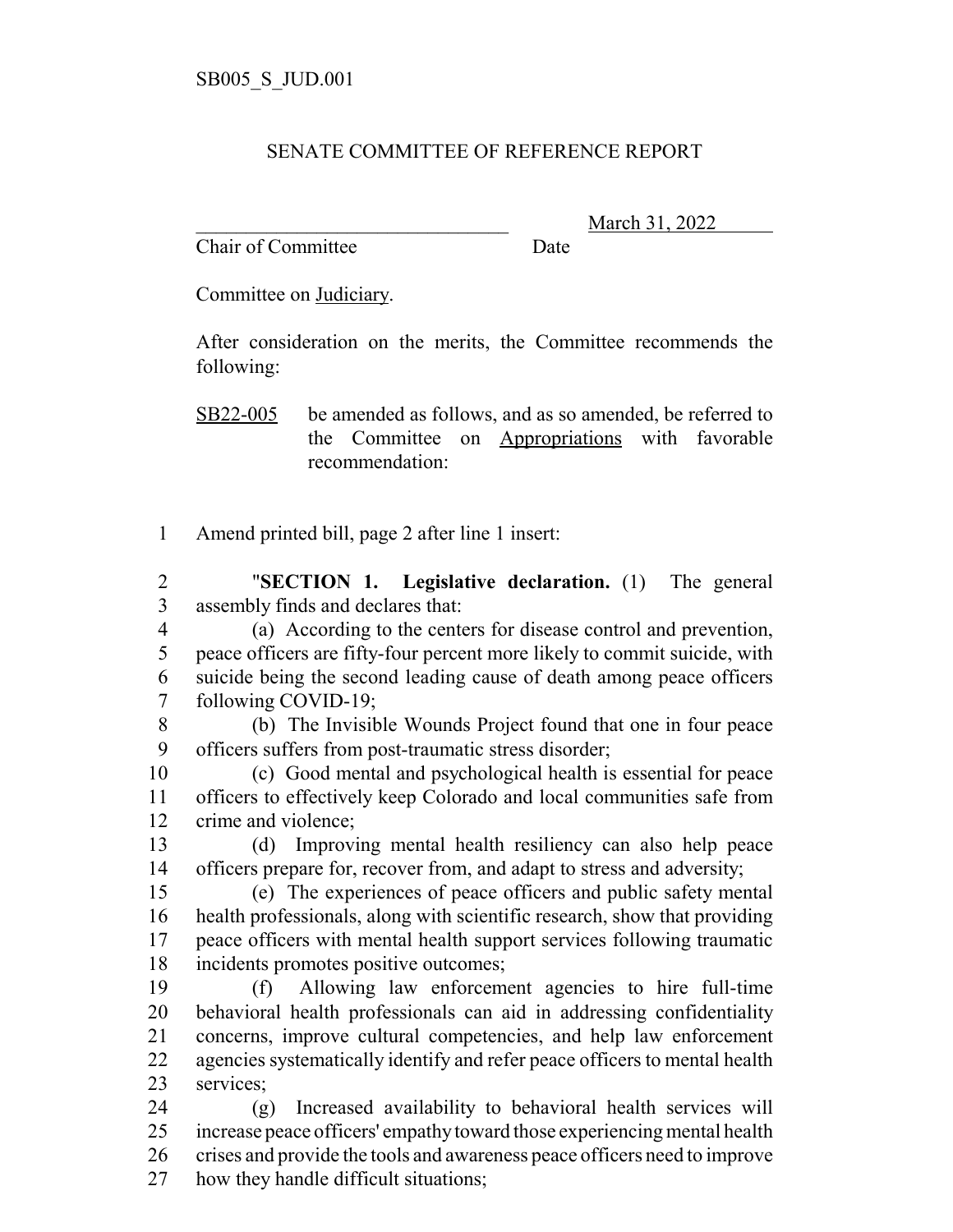SB005_S_JUD.001

SENATE COMMITTEE OF REFERENCE REPORT

_______________________________ March 31, 2022
Chair of Committee Date

Committee on Judiciary.

After consideration on the merits, the Committee recommends the following:

SB22-005 be amended as follows, and as so amended, be referred to the Committee on Appropriations with favorable recommendation:

1 Amend printed bill, page 2 after line 1 insert:

2 "**SECTION 1. Legislative declaration.** (1) The general
3 assembly finds and declares that:
4 (a) According to the centers for disease control and prevention,
5 peace officers are fifty-four percent more likely to commit suicide, with
6 suicide being the second leading cause of death among peace officers
7 following COVID-19;
8 (b) The Invisible Wounds Project found that one in four peace
9 officers suffers from post-traumatic stress disorder;
10 (c) Good mental and psychological health is essential for peace
11 officers to effectively keep Colorado and local communities safe from
12 crime and violence;
13 (d) Improving mental health resiliency can also help peace
14 officers prepare for, recover from, and adapt to stress and adversity;
15 (e) The experiences of peace officers and public safety mental
16 health professionals, along with scientific research, show that providing
17 peace officers with mental health support services following traumatic
18 incidents promotes positive outcomes;
19 (f) Allowing law enforcement agencies to hire full-time
20 behavioral health professionals can aid in addressing confidentiality
21 concerns, improve cultural competencies, and help law enforcement
22 agencies systematically identify and refer peace officers to mental health
23 services;
24 (g) Increased availability to behavioral health services will
25 increase peace officers' empathy toward those experiencing mental health
26 crises and provide the tools and awareness peace officers need to improve
27 how they handle difficult situations;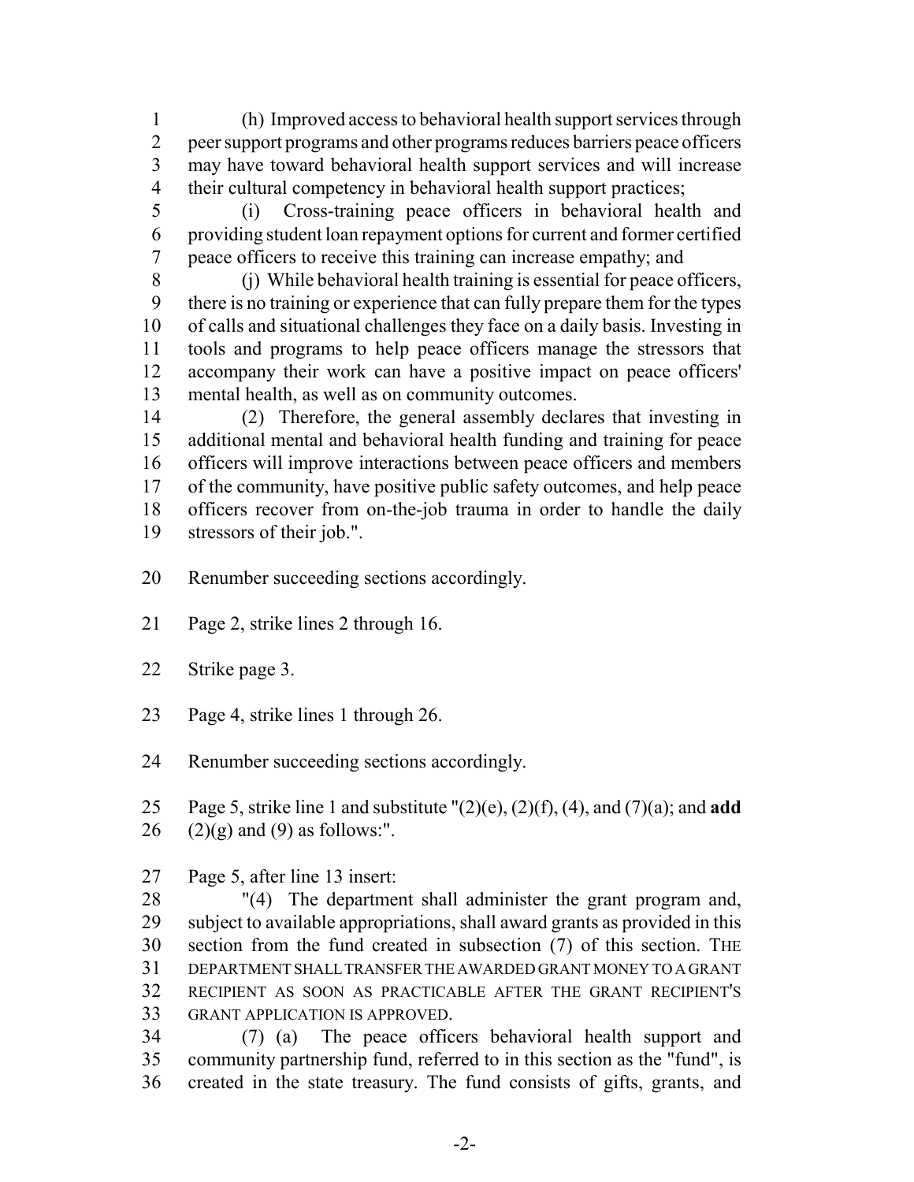(h) Improved access to behavioral health support services through peer support programs and other programs reduces barriers peace officers may have toward behavioral health support services and will increase their cultural competency in behavioral health support practices;

(i) Cross-training peace officers in behavioral health and providing student loan repayment options for current and former certified peace officers to receive this training can increase empathy; and

(j) While behavioral health training is essential for peace officers, there is no training or experience that can fully prepare them for the types of calls and situational challenges they face on a daily basis. Investing in tools and programs to help peace officers manage the stressors that accompany their work can have a positive impact on peace officers' mental health, as well as on community outcomes.

(2) Therefore, the general assembly declares that investing in additional mental and behavioral health funding and training for peace officers will improve interactions between peace officers and members of the community, have positive public safety outcomes, and help peace officers recover from on-the-job trauma in order to handle the daily stressors of their job.".

Renumber succeeding sections accordingly.

Page 2, strike lines 2 through 16.

Strike page 3.

Page 4, strike lines 1 through 26.

Renumber succeeding sections accordingly.

Page 5, strike line 1 and substitute "(2)(e), (2)(f), (4), and (7)(a); and **add** (2)(g) and (9) as follows:".

Page 5, after line 13 insert:

"(4) The department shall administer the grant program and, subject to available appropriations, shall award grants as provided in this section from the fund created in subsection (7) of this section. THE DEPARTMENT SHALL TRANSFER THE AWARDED GRANT MONEY TO A GRANT RECIPIENT AS SOON AS PRACTICABLE AFTER THE GRANT RECIPIENT'S GRANT APPLICATION IS APPROVED.

(7) (a) The peace officers behavioral health support and community partnership fund, referred to in this section as the "fund", is created in the state treasury. The fund consists of gifts, grants, and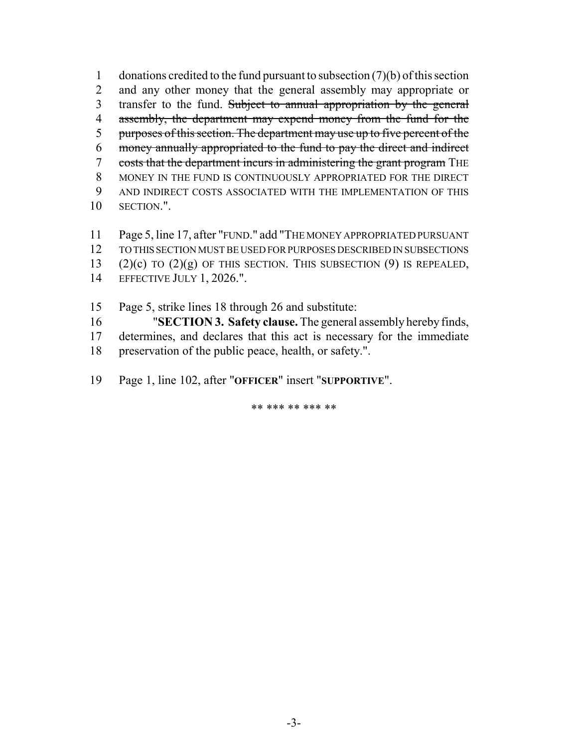donations credited to the fund pursuant to subsection (7)(b) of this section and any other money that the general assembly may appropriate or transfer to the fund. ~~Subject to annual appropriation by the general assembly, the department may expend money from the fund for the purposes of this section. The department may use up to five percent of the money annually appropriated to the fund to pay the direct and indirect costs that the department incurs in administering the grant program~~ THE MONEY IN THE FUND IS CONTINUOUSLY APPROPRIATED FOR THE DIRECT AND INDIRECT COSTS ASSOCIATED WITH THE IMPLEMENTATION OF THIS SECTION.".

Page 5, line 17, after "FUND." add "THE MONEY APPROPRIATED PURSUANT TO THIS SECTION MUST BE USED FOR PURPOSES DESCRIBED IN SUBSECTIONS (2)(c) TO (2)(g) OF THIS SECTION. THIS SUBSECTION (9) IS REPEALED, EFFECTIVE JULY 1, 2026.".

Page 5, strike lines 18 through 26 and substitute:

"**SECTION 3. Safety clause.** The general assembly hereby finds, determines, and declares that this act is necessary for the immediate preservation of the public peace, health, or safety.".

Page 1, line 102, after "**OFFICER**" insert "**SUPPORTIVE**".

** *** ** *** **